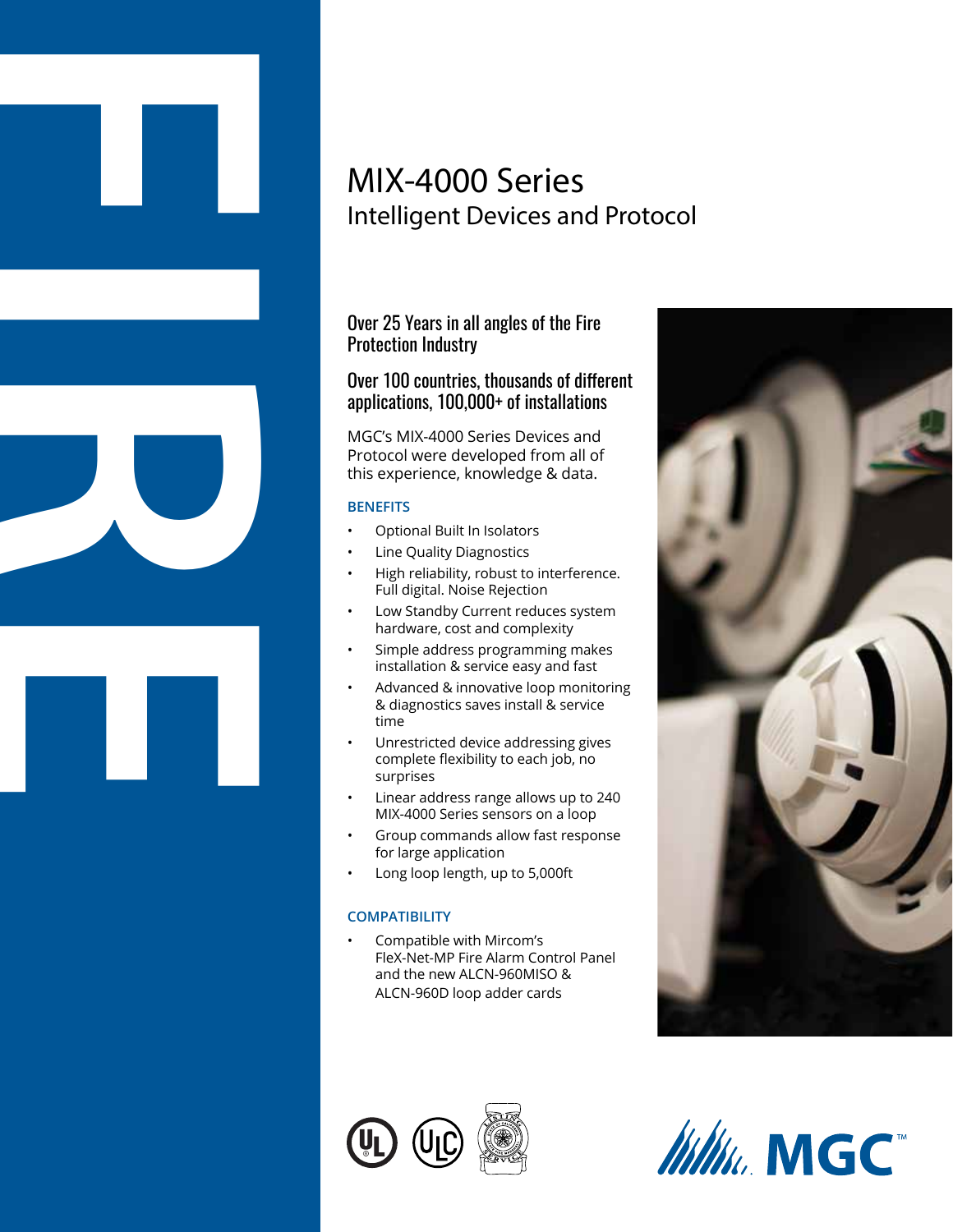# MIX-4000 Series

## Intelligent Devices and Protocol

### Over 25 Years in all angles of the Fire Protection Industry

### Over 100 countries, thousands of different applications, 100,000+ of installations

MGC's MIX-4000 Series Devices and Protocol were developed from all of this experience, knowledge & data.

#### BENEFITS

- Optional Built In Isolators
- Line Quality Diagnostics
- High reliability, robust to interference. Full digital. Noise Rejection
- Low Standby Current reduces system hardware, cost and complexity
- Simple address programming makes installation & service easy and fast
- Advanced & innovative loop monitoring & diagnostics saves install & service time
- Unrestricted device addressing gives complete flexibility to each job, no surprises
- Linear address range allows up to 240 MIX-4000 Series sensors on a loop
- Group commands allow fast response for large application
- Long loop length, up to 5,000ft

#### COMPATIBILITY

- Compatible with Mircom's FleX-Net-MP Fire Alarm Control Panel and the new ALCN-960MISO & ALCN-960D loop adder cards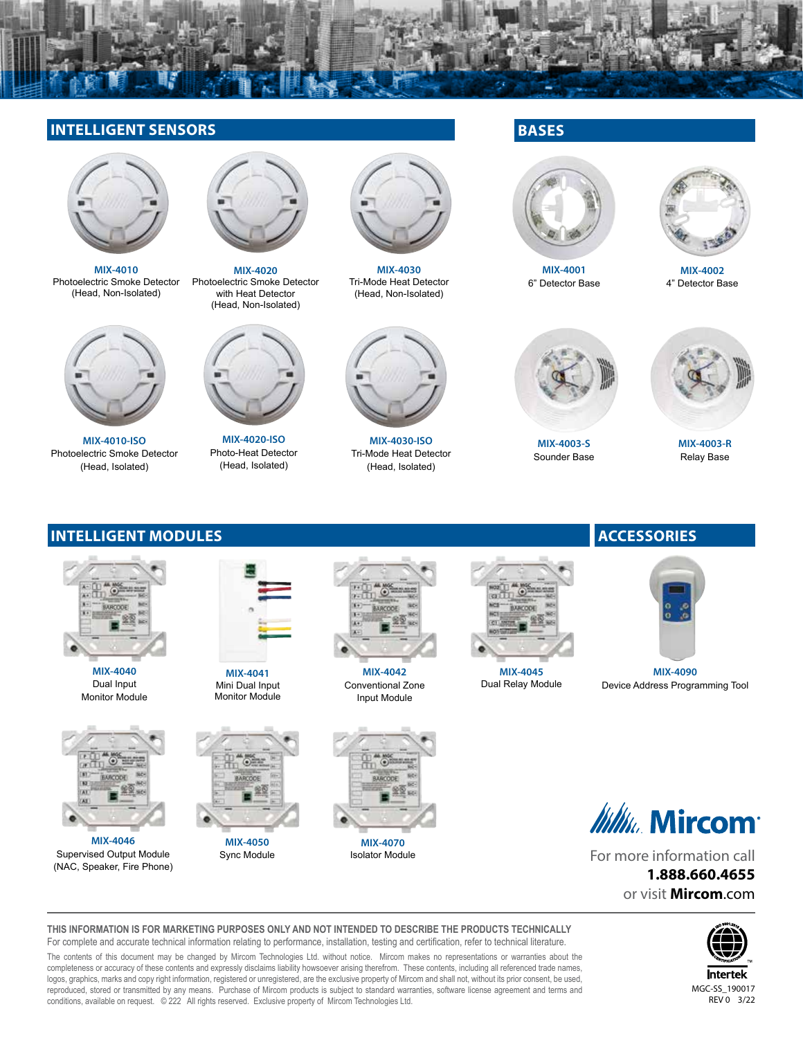## INTELLIGENT SENSORS

**MIX-4010**
Photoelectric Smoke Detector
(Head, Non-Isolated)

**MIX-4020**
Photoelectric Smoke Detector
with Heat Detector
(Head, Non-Isolated)

**MIX-4030**
Tri-Mode Heat Detector
(Head, Non-Isolated)

**MIX-4010-ISO**
Photoelectric Smoke Detector
(Head, Isolated)

**MIX-4020-ISO**
Photo-Heat Detector
(Head, Isolated)

**MIX-4030-ISO**
Tri-Mode Heat Detector
(Head, Isolated)

## BASES

**MIX-4001**
6" Detector Base

**MIX-4002**
4" Detector Base

**MIX-4003-S**
Sounder Base

**MIX-4003-R**
Relay Base

## INTELLIGENT MODULES

**MIX-4040**
Dual Input
Monitor Module

**MIX-4041**
Mini Dual Input
Monitor Module

**MIX-4042**
Conventional Zone
Input Module

**MIX-4045**
Dual Relay Module

**MIX-4046**
Supervised Output Module
(NAC, Speaker, Fire Phone)

**MIX-4050**
Sync Module

**MIX-4070**
Isolator Module

## ACCESSORIES

**MIX-4090**
Device Address Programming Tool

Mircom

For more information call
**1.888.660.4655**
or visit **Mircom**.com

**THIS INFORMATION IS FOR MARKETING PURPOSES ONLY AND NOT INTENDED TO DESCRIBE THE PRODUCTS TECHNICALLY**
For complete and accurate technical information relating to performance, installation, testing and certification, refer to technical literature.

The contents of this document may be changed by Mircom Technologies Ltd. without notice. Mircom makes no representations or warranties about the completeness or accuracy of these contents and expressly disclaims liability howsoever arising therefrom. These contents, including all referenced trade names, logos, graphics, marks and copy right information, registered or unregistered, are the exclusive property of Mircom and shall not, without its prior consent, be used, reproduced, stored or transmitted by any means. Purchase of Mircom products is subject to standard warranties, software license agreement and terms and conditions, available on request. © 222 All rights reserved. Exclusive property of Mircom Technologies Ltd.

Intertek

MGC-SS_190017
REV 0 3/22